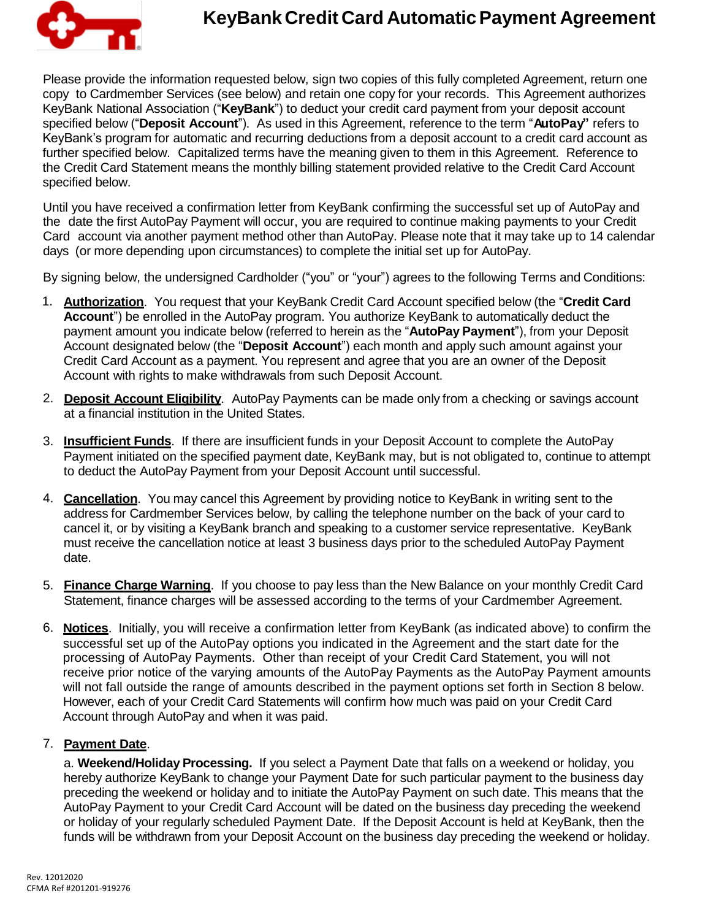# KeyBank Credit Card Automatic Payment Agreement

Please provide the information requested below, sign two copies of this fully completed Agreement, return one copy to Cardmember Services (see below) and retain one copy for your records. This Agreement authorizes KeyBank National Association ("**KeyBank**") to deduct your credit card payment from your deposit account specified below ("**Deposit Account**"). As used in this Agreement, reference to the term "**AutoPay"** refers to KeyBank's program for automatic and recurring deductions from a deposit account to a credit card account as further specified below. Capitalized terms have the meaning given to them in this Agreement. Reference to the Credit Card Statement means the monthly billing statement provided relative to the Credit Card Account specified below.

Until you have received a confirmation letter from KeyBank confirming the successful set up of AutoPay and the date the first AutoPay Payment will occur, you are required to continue making payments to your Credit Card account via another payment method other than AutoPay. Please note that it may take up to 14 calendar days (or more depending upon circumstances) to complete the initial set up for AutoPay.

By signing below, the undersigned Cardholder ("you" or "your") agrees to the following Terms and Conditions:

1. **Authorization**. You request that your KeyBank Credit Card Account specified below (the "**Credit Card Account**") be enrolled in the AutoPay program. You authorize KeyBank to automatically deduct the payment amount you indicate below (referred to herein as the "**AutoPay Payment**"), from your Deposit Account designated below (the "**Deposit Account**") each month and apply such amount against your Credit Card Account as a payment. You represent and agree that you are an owner of the Deposit Account with rights to make withdrawals from such Deposit Account.

2. **Deposit Account Eligibility**. AutoPay Payments can be made only from a checking or savings account at a financial institution in the United States.

3. **Insufficient Funds**. If there are insufficient funds in your Deposit Account to complete the AutoPay Payment initiated on the specified payment date, KeyBank may, but is not obligated to, continue to attempt to deduct the AutoPay Payment from your Deposit Account until successful.

4. **Cancellation**. You may cancel this Agreement by providing notice to KeyBank in writing sent to the address for Cardmember Services below, by calling the telephone number on the back of your card to cancel it, or by visiting a KeyBank branch and speaking to a customer service representative. KeyBank must receive the cancellation notice at least 3 business days prior to the scheduled AutoPay Payment date.

5. **Finance Charge Warning**. If you choose to pay less than the New Balance on your monthly Credit Card Statement, finance charges will be assessed according to the terms of your Cardmember Agreement.

6. **Notices**. Initially, you will receive a confirmation letter from KeyBank (as indicated above) to confirm the successful set up of the AutoPay options you indicated in the Agreement and the start date for the processing of AutoPay Payments. Other than receipt of your Credit Card Statement, you will not receive prior notice of the varying amounts of the AutoPay Payments as the AutoPay Payment amounts will not fall outside the range of amounts described in the payment options set forth in Section 8 below. However, each of your Credit Card Statements will confirm how much was paid on your Credit Card Account through AutoPay and when it was paid.

7. **Payment Date**.

   a. **Weekend/Holiday Processing.** If you select a Payment Date that falls on a weekend or holiday, you hereby authorize KeyBank to change your Payment Date for such particular payment to the business day preceding the weekend or holiday and to initiate the AutoPay Payment on such date. This means that the AutoPay Payment to your Credit Card Account will be dated on the business day preceding the weekend or holiday of your regularly scheduled Payment Date. If the Deposit Account is held at KeyBank, then the funds will be withdrawn from your Deposit Account on the business day preceding the weekend or holiday.

Rev. 12012020
CFMA Ref #201201-919276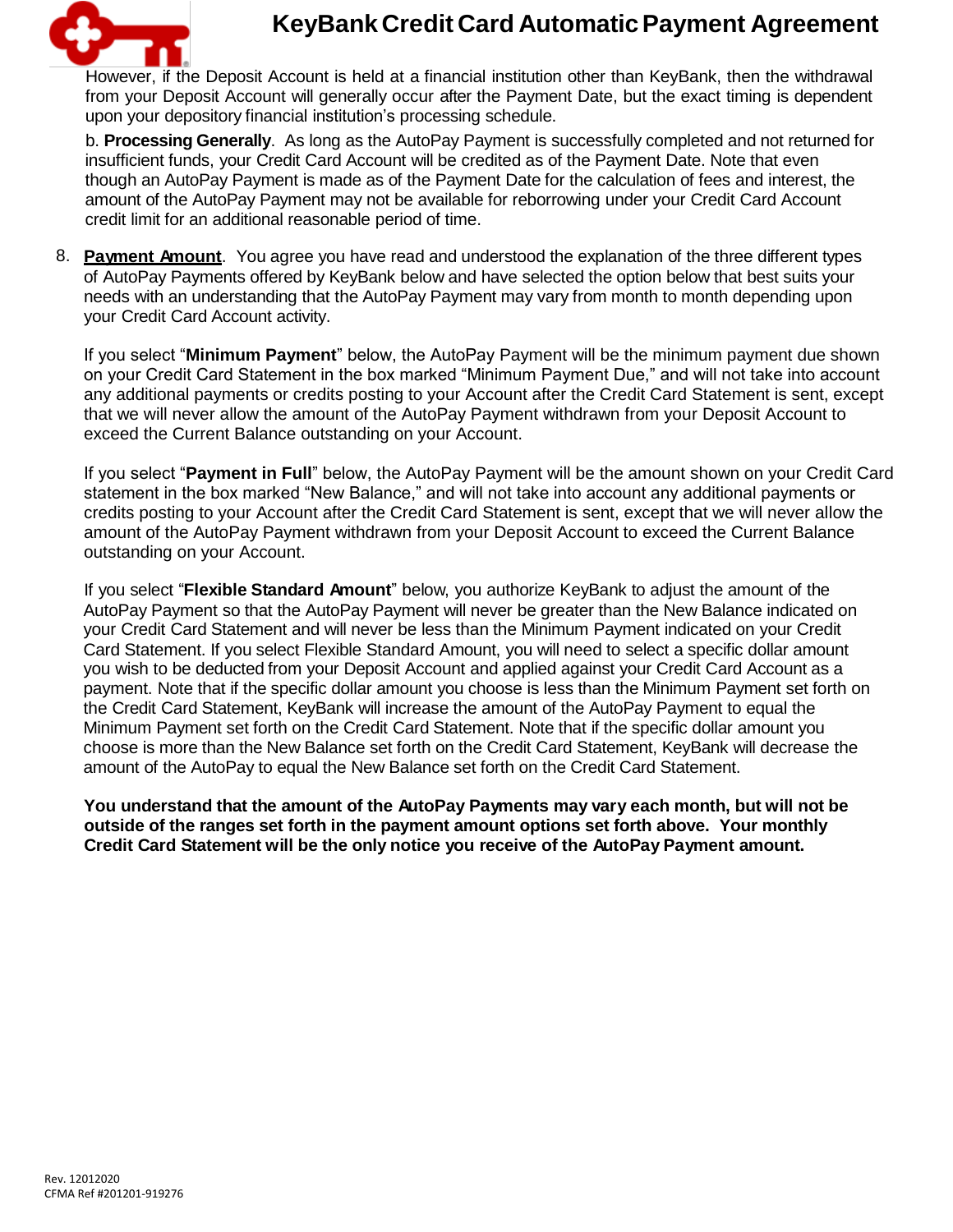However, if the Deposit Account is held at a financial institution other than KeyBank, then the withdrawal from your Deposit Account will generally occur after the Payment Date, but the exact timing is dependent upon your depository financial institution's processing schedule.

b. **Processing Generally**. As long as the AutoPay Payment is successfully completed and not returned for insufficient funds, your Credit Card Account will be credited as of the Payment Date. Note that even though an AutoPay Payment is made as of the Payment Date for the calculation of fees and interest, the amount of the AutoPay Payment may not be available for reborrowing under your Credit Card Account credit limit for an additional reasonable period of time.

8. **<u>Payment Amount</u>**. You agree you have read and understood the explanation of the three different types of AutoPay Payments offered by KeyBank below and have selected the option below that best suits your needs with an understanding that the AutoPay Payment may vary from month to month depending upon your Credit Card Account activity.

   If you select "**Minimum Payment**" below, the AutoPay Payment will be the minimum payment due shown on your Credit Card Statement in the box marked "Minimum Payment Due," and will not take into account any additional payments or credits posting to your Account after the Credit Card Statement is sent, except that we will never allow the amount of the AutoPay Payment withdrawn from your Deposit Account to exceed the Current Balance outstanding on your Account.

   If you select "**Payment in Full**" below, the AutoPay Payment will be the amount shown on your Credit Card statement in the box marked "New Balance," and will not take into account any additional payments or credits posting to your Account after the Credit Card Statement is sent, except that we will never allow the amount of the AutoPay Payment withdrawn from your Deposit Account to exceed the Current Balance outstanding on your Account.

   If you select "**Flexible Standard Amount**" below, you authorize KeyBank to adjust the amount of the AutoPay Payment so that the AutoPay Payment will never be greater than the New Balance indicated on your Credit Card Statement and will never be less than the Minimum Payment indicated on your Credit Card Statement. If you select Flexible Standard Amount, you will need to select a specific dollar amount you wish to be deducted from your Deposit Account and applied against your Credit Card Account as a payment. Note that if the specific dollar amount you choose is less than the Minimum Payment set forth on the Credit Card Statement, KeyBank will increase the amount of the AutoPay Payment to equal the Minimum Payment set forth on the Credit Card Statement. Note that if the specific dollar amount you choose is more than the New Balance set forth on the Credit Card Statement, KeyBank will decrease the amount of the AutoPay to equal the New Balance set forth on the Credit Card Statement.

   **You understand that the amount of the AutoPay Payments may vary each month, but will not be outside of the ranges set forth in the payment amount options set forth above. Your monthly Credit Card Statement will be the only notice you receive of the AutoPay Payment amount.**

Rev. 12012020
CFMA Ref #201201-919276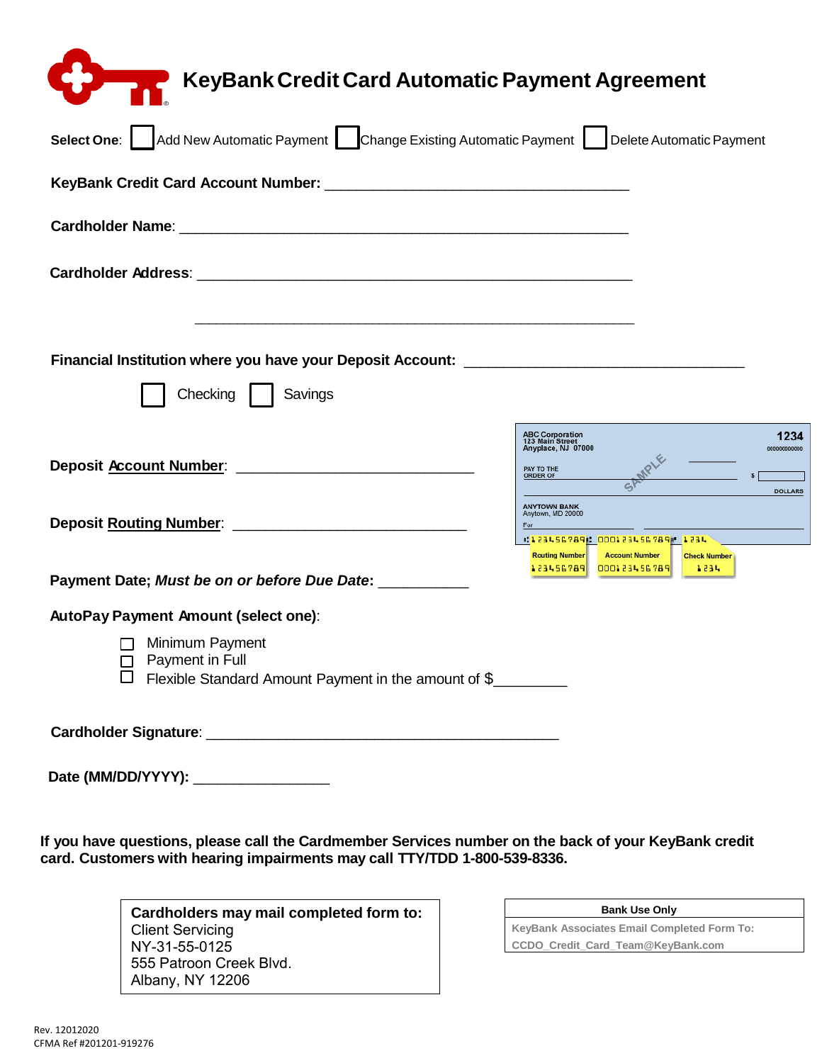# KeyBank Credit Card Automatic Payment Agreement

**Select One**: ☐ Add New Automatic Payment ☐ Change Existing Automatic Payment ☐ Delete Automatic Payment

**KeyBank Credit Card Account Number:** ____________________________________

**Cardholder Name**: ______________________________________________________

**Cardholder Address**: ____________________________________________________

____________________________________________________

**Financial Institution where you have your Deposit Account:** ______________________________

☐ Checking ☐ Savings

**Deposit Account Number**: ____________________________

**Deposit Routing Number**: ____________________________

ABC Corporation
123 Main Street
Anyplace, NJ 07000

1234

PAY TO THE ORDER OF

SAMPLE

$

DOLLARS

ANYTOWN BANK
Anytown, MD 20000

For

Routing Number 123456789
Account Number 000123456789
Check Number 1234

**Payment Date; *Must be on or before Due Date*:** __________

**AutoPay Payment Amount (select one)**:

☐ Minimum Payment
☐ Payment in Full
☐ Flexible Standard Amount Payment in the amount of $_________

**Cardholder Signature**: ________________________________________

**Date (MM/DD/YYYY):** ________________

**If you have questions, please call the Cardmember Services number on the back of your KeyBank credit card. Customers with hearing impairments may call TTY/TDD 1-800-539-8336.**

**Cardholders may mail completed form to:**
Client Servicing
NY-31-55-0125
555 Patroon Creek Blvd.
Albany, NY 12206

**Bank Use Only**
**KeyBank Associates Email Completed Form To:**
**CCDO_Credit_Card_Team@KeyBank.com**

Rev. 12012020
CFMA Ref #201201-919276